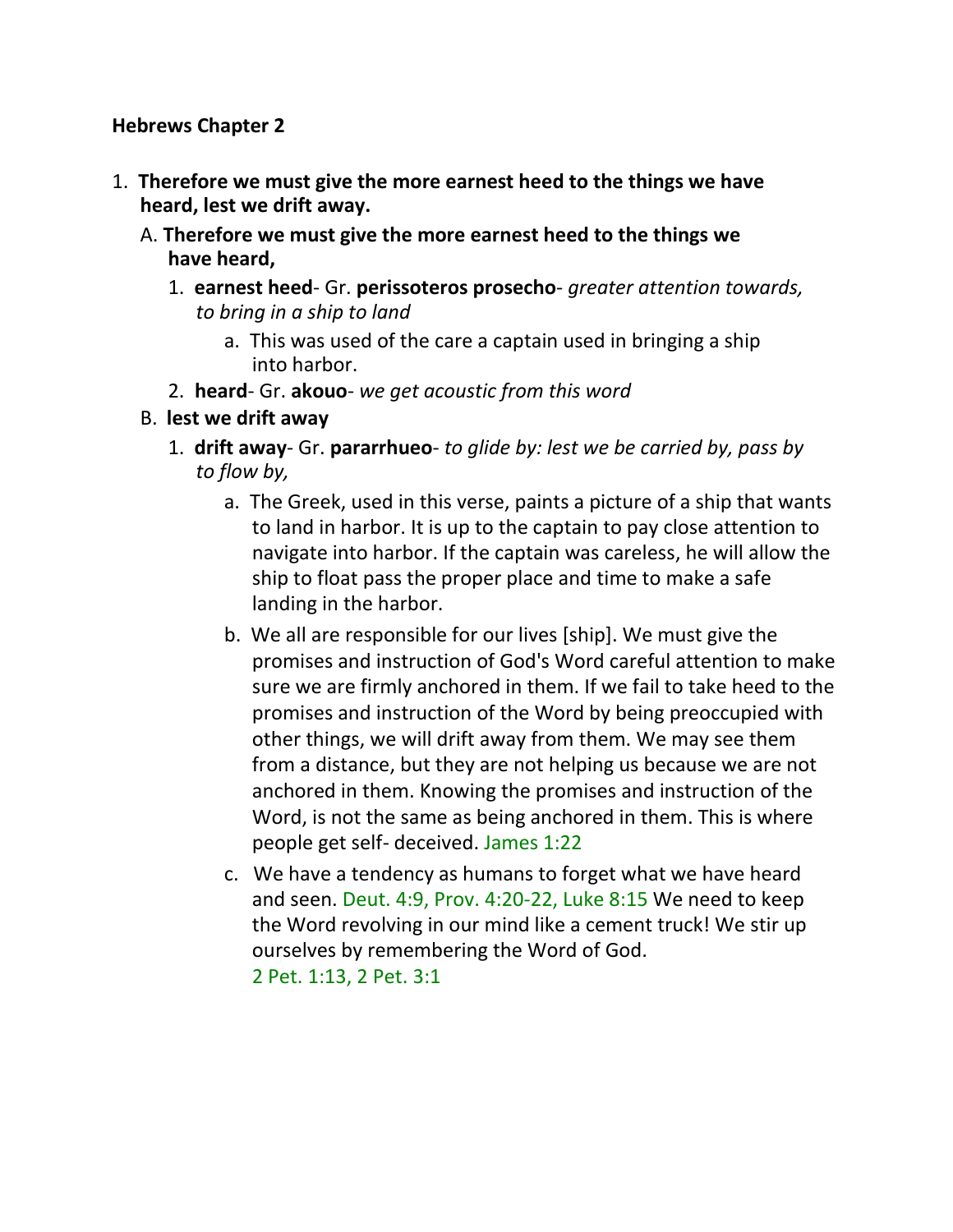**Hebrews Chapter 2**

1. **Therefore we must give the more earnest heed to the things we have heard, lest we drift away.**
   A. **Therefore we must give the more earnest heed to the things we have heard,**
      1. **earnest heed**- Gr. **perissoteros prosecho**- *greater attention towards, to bring in a ship to land*
         a. This was used of the care a captain used in bringing a ship into harbor.
      2. **heard**- Gr. **akouo**- *we get acoustic from this word*
   B. **lest we drift away**
      1. **drift away**- Gr. **pararrhueo**- *to glide by: lest we be carried by, pass by to flow by,*
         a. The Greek, used in this verse, paints a picture of a ship that wants to land in harbor. It is up to the captain to pay close attention to navigate into harbor. If the captain was careless, he will allow the ship to float pass the proper place and time to make a safe landing in the harbor.
         b. We all are responsible for our lives [ship]. We must give the promises and instruction of God's Word careful attention to make sure we are firmly anchored in them. If we fail to take heed to the promises and instruction of the Word by being preoccupied with other things, we will drift away from them. We may see them from a distance, but they are not helping us because we are not anchored in them. Knowing the promises and instruction of the Word, is not the same as being anchored in them. This is where people get self- deceived. James 1:22
         c. We have a tendency as humans to forget what we have heard and seen. Deut. 4:9, Prov. 4:20-22, Luke 8:15 We need to keep the Word revolving in our mind like a cement truck! We stir up ourselves by remembering the Word of God. 2 Pet. 1:13, 2 Pet. 3:1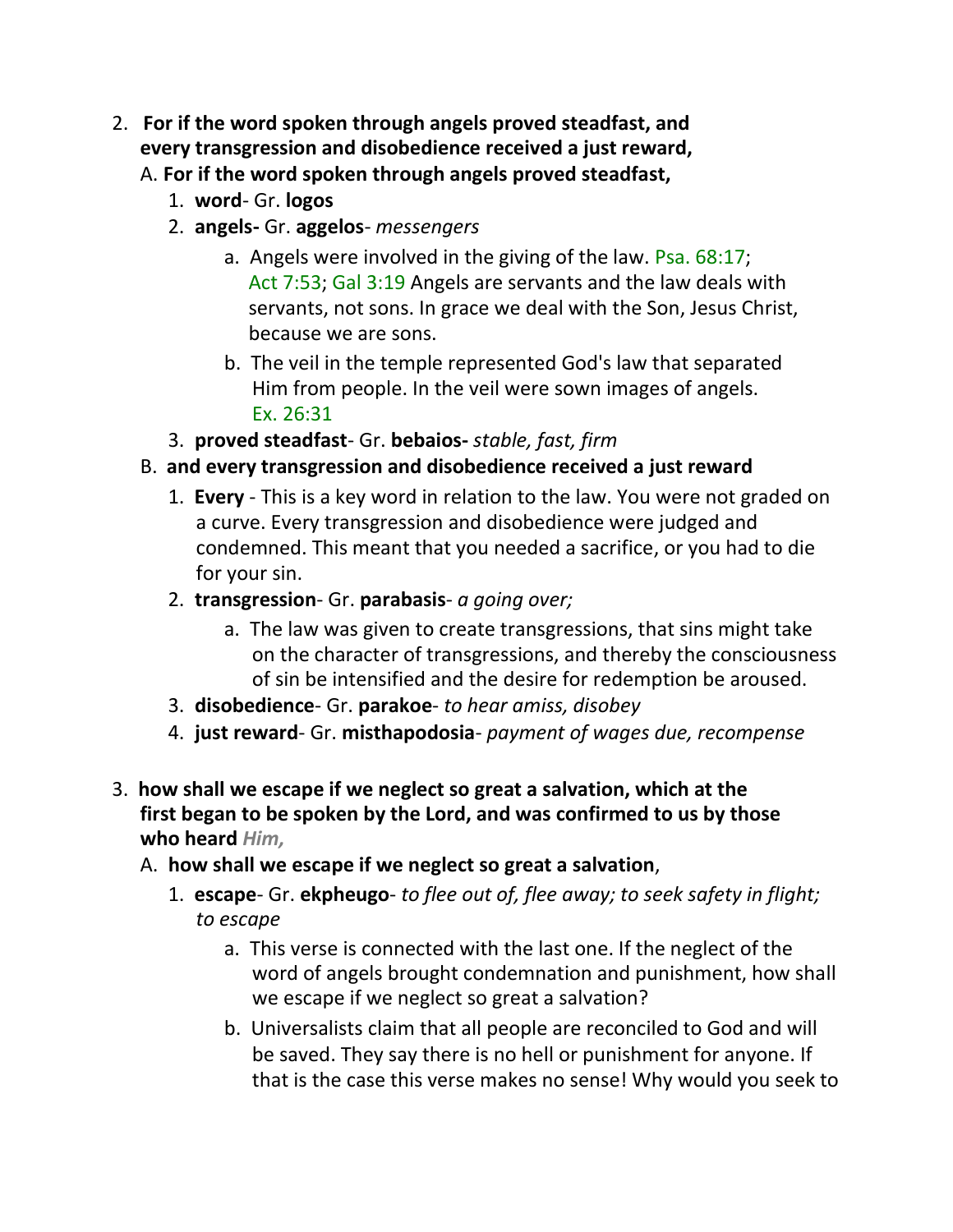2. **For if the word spoken through angels proved steadfast, and every transgression and disobedience received a just reward,**

   A. **For if the word spoken through angels proved steadfast,**

      1. **word**- Gr. **logos**
      2. **angels-** Gr. **aggelos**- *messengers*
         a. Angels were involved in the giving of the law. Psa. 68:17; Act 7:53; Gal 3:19 Angels are servants and the law deals with servants, not sons. In grace we deal with the Son, Jesus Christ, because we are sons.
         b. The veil in the temple represented God's law that separated Him from people. In the veil were sown images of angels. Ex. 26:31
      3. **proved steadfast**- Gr. **bebaios-** *stable, fast, firm*

   B. **and every transgression and disobedience received a just reward**

      1. **Every** - This is a key word in relation to the law. You were not graded on a curve. Every transgression and disobedience were judged and condemned. This meant that you needed a sacrifice, or you had to die for your sin.
      2. **transgression**- Gr. **parabasis**- *a going over;*
         a. The law was given to create transgressions, that sins might take on the character of transgressions, and thereby the consciousness of sin be intensified and the desire for redemption be aroused.
      3. **disobedience**- Gr. **parakoe**- *to hear amiss, disobey*
      4. **just reward**- Gr. **misthapodosia**- *payment of wages due, recompense*

3. **how shall we escape if we neglect so great a salvation, which at the first began to be spoken by the Lord, and was confirmed to us by those who heard** ***Him,***

   A. **how shall we escape if we neglect so great a salvation**,

      1. **escape**- Gr. **ekpheugo**- *to flee out of, flee away; to seek safety in flight; to escape*
         a. This verse is connected with the last one. If the neglect of the word of angels brought condemnation and punishment, how shall we escape if we neglect so great a salvation?
         b. Universalists claim that all people are reconciled to God and will be saved. They say there is no hell or punishment for anyone. If that is the case this verse makes no sense! Why would you seek to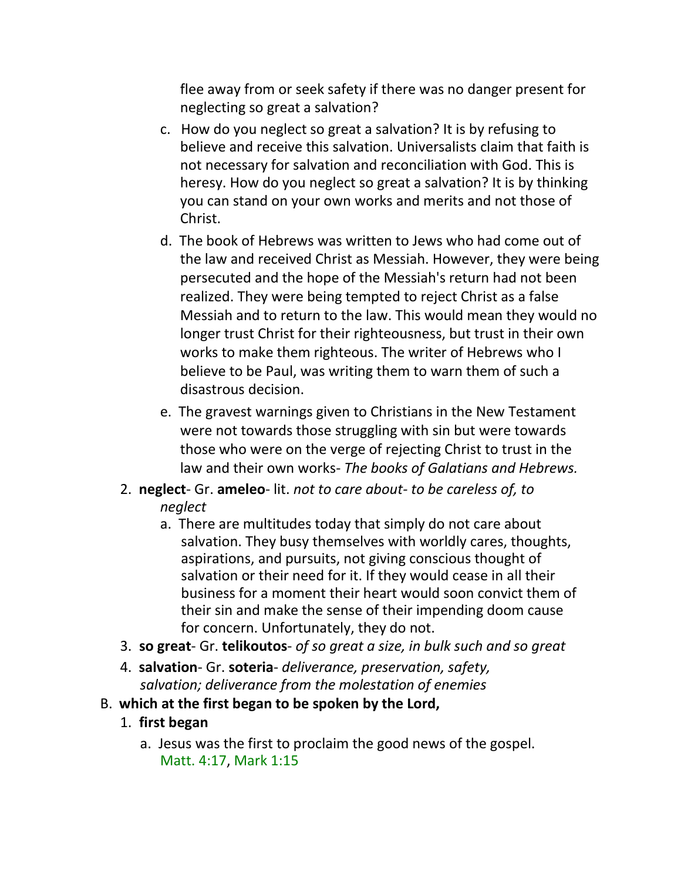flee away from or seek safety if there was no danger present for neglecting so great a salvation?

   c. How do you neglect so great a salvation? It is by refusing to believe and receive this salvation. Universalists claim that faith is not necessary for salvation and reconciliation with God. This is heresy. How do you neglect so great a salvation? It is by thinking you can stand on your own works and merits and not those of Christ.
   d. The book of Hebrews was written to Jews who had come out of the law and received Christ as Messiah. However, they were being persecuted and the hope of the Messiah's return had not been realized. They were being tempted to reject Christ as a false Messiah and to return to the law. This would mean they would no longer trust Christ for their righteousness, but trust in their own works to make them righteous. The writer of Hebrews who I believe to be Paul, was writing them to warn them of such a disastrous decision.
   e. The gravest warnings given to Christians in the New Testament were not towards those struggling with sin but were towards those who were on the verge of rejecting Christ to trust in the law and their own works- *The books of Galatians and Hebrews.*

2. **neglect**- Gr. **ameleo**- lit. *not to care about- to be careless of, to neglect*
   a. There are multitudes today that simply do not care about salvation. They busy themselves with worldly cares, thoughts, aspirations, and pursuits, not giving conscious thought of salvation or their need for it. If they would cease in all their business for a moment their heart would soon convict them of their sin and make the sense of their impending doom cause for concern. Unfortunately, they do not.
3. **so great**- Gr. **telikoutos**- *of so great a size, in bulk such and so great*
4. **salvation**- Gr. **soteria**- *deliverance, preservation, safety, salvation; deliverance from the molestation of enemies*

B. **which at the first began to be spoken by the Lord,**

1. **first began**
   a. Jesus was the first to proclaim the good news of the gospel. Matt. 4:17, Mark 1:15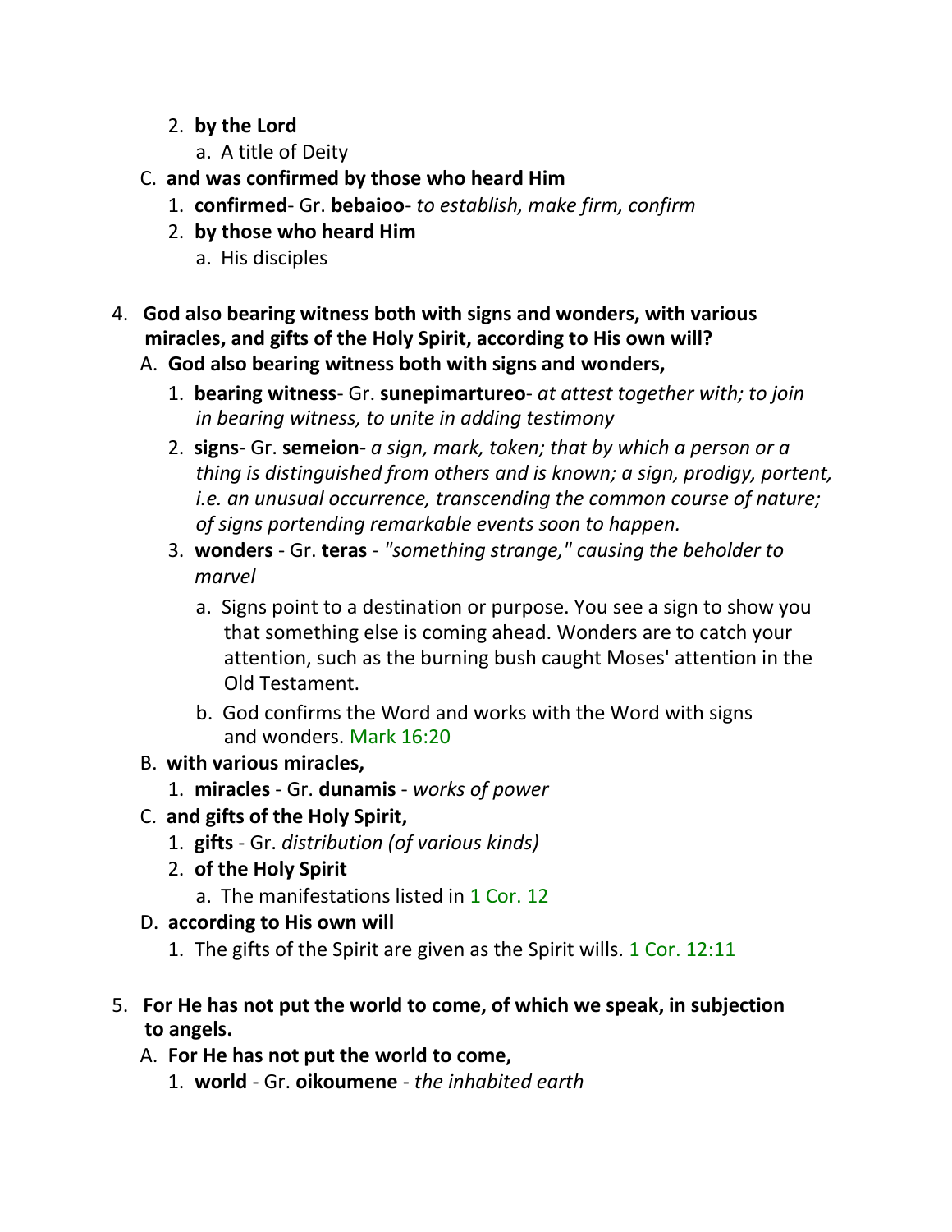2. **by the Lord**
    a. A title of Deity

C. **and was confirmed by those who heard Him**
    1. **confirmed**- Gr. **bebaioo**- *to establish, make firm, confirm*
    2. **by those who heard Him**
        a. His disciples

4. **God also bearing witness both with signs and wonders, with various miracles, and gifts of the Holy Spirit, according to His own will?**
    A. **God also bearing witness both with signs and wonders,**
        1. **bearing witness**- Gr. **sunepimartureo**- *at attest together with; to join in bearing witness, to unite in adding testimony*
        2. **signs**- Gr. **semeion**- *a sign, mark, token; that by which a person or a thing is distinguished from others and is known; a sign, prodigy, portent, i.e. an unusual occurrence, transcending the common course of nature; of signs portending remarkable events soon to happen.*
        3. **wonders** - Gr. **teras** - *"something strange," causing the beholder to marvel*
            a. Signs point to a destination or purpose. You see a sign to show you that something else is coming ahead. Wonders are to catch your attention, such as the burning bush caught Moses' attention in the Old Testament.
            b. God confirms the Word and works with the Word with signs and wonders. Mark 16:20
    B. **with various miracles,**
        1. **miracles** - Gr. **dunamis** - *works of power*
    C. **and gifts of the Holy Spirit,**
        1. **gifts** - Gr. *distribution (of various kinds)*
        2. **of the Holy Spirit**
            a. The manifestations listed in 1 Cor. 12
    D. **according to His own will**
        1. The gifts of the Spirit are given as the Spirit wills. 1 Cor. 12:11

5. **For He has not put the world to come, of which we speak, in subjection to angels.**
    A. **For He has not put the world to come,**
        1. **world** - Gr. **oikoumene** - *the inhabited earth*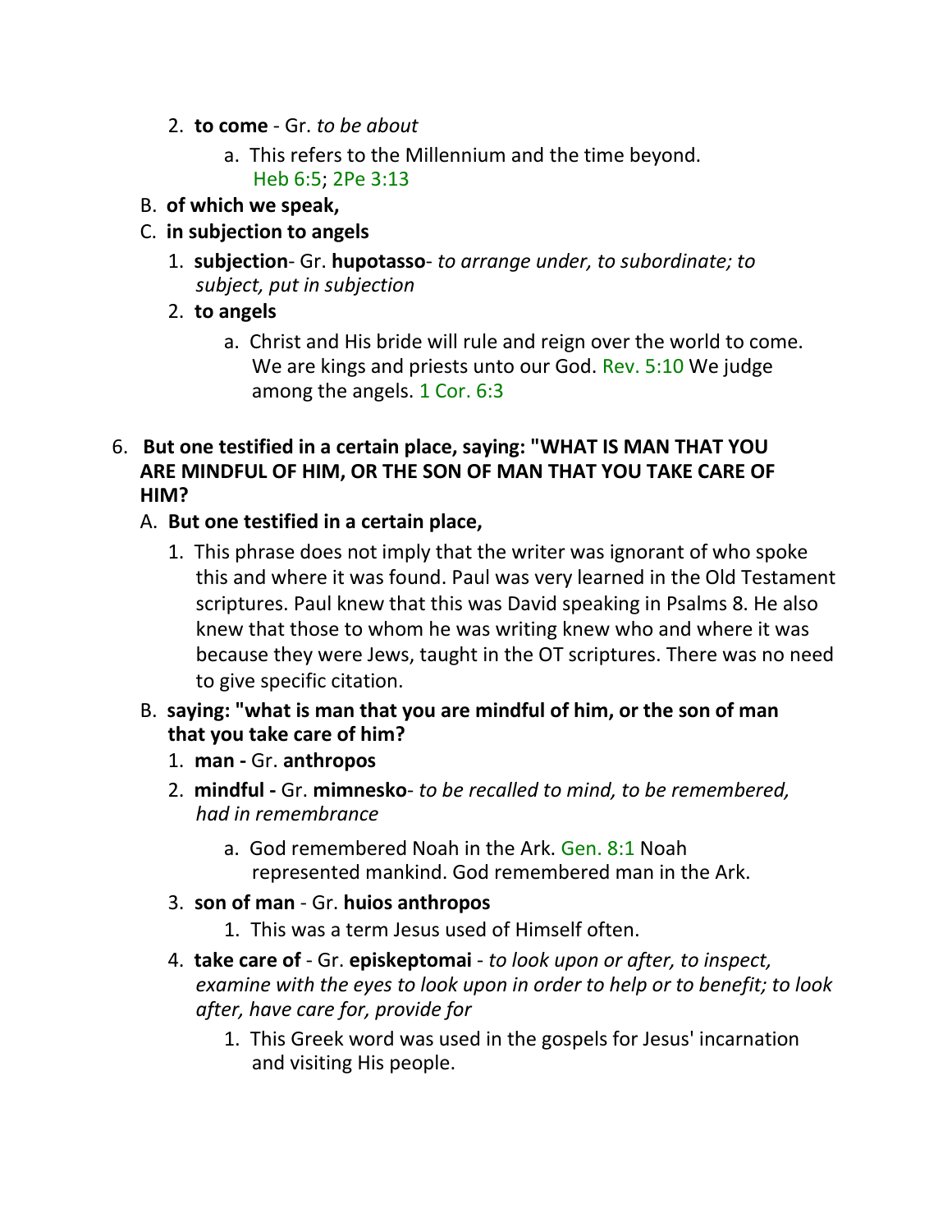2. **to come** - Gr. *to be about*
    a. This refers to the Millennium and the time beyond. Heb 6:5; 2Pe 3:13

B. **of which we speak,**

C. **in subjection to angels**

1. **subjection**- Gr. **hupotasso**- *to arrange under, to subordinate; to subject, put in subjection*
2. **to angels**
    a. Christ and His bride will rule and reign over the world to come. We are kings and priests unto our God. Rev. 5:10 We judge among the angels. 1 Cor. 6:3

6. **But one testified in a certain place, saying: "WHAT IS MAN THAT YOU ARE MINDFUL OF HIM, OR THE SON OF MAN THAT YOU TAKE CARE OF HIM?**

A. **But one testified in a certain place,**

1. This phrase does not imply that the writer was ignorant of who spoke this and where it was found. Paul was very learned in the Old Testament scriptures. Paul knew that this was David speaking in Psalms 8. He also knew that those to whom he was writing knew who and where it was because they were Jews, taught in the OT scriptures. There was no need to give specific citation.

B. **saying: "what is man that you are mindful of him, or the son of man that you take care of him?**

1. **man -** Gr. **anthropos**
2. **mindful -** Gr. **mimnesko**- *to be recalled to mind, to be remembered, had in remembrance*
    a. God remembered Noah in the Ark. Gen. 8:1 Noah represented mankind. God remembered man in the Ark.
3. **son of man** - Gr. **huios anthropos**
    1. This was a term Jesus used of Himself often.
4. **take care of** - Gr. **episkeptomai** - *to look upon or after, to inspect, examine with the eyes to look upon in order to help or to benefit; to look after, have care for, provide for*
    1. This Greek word was used in the gospels for Jesus' incarnation and visiting His people.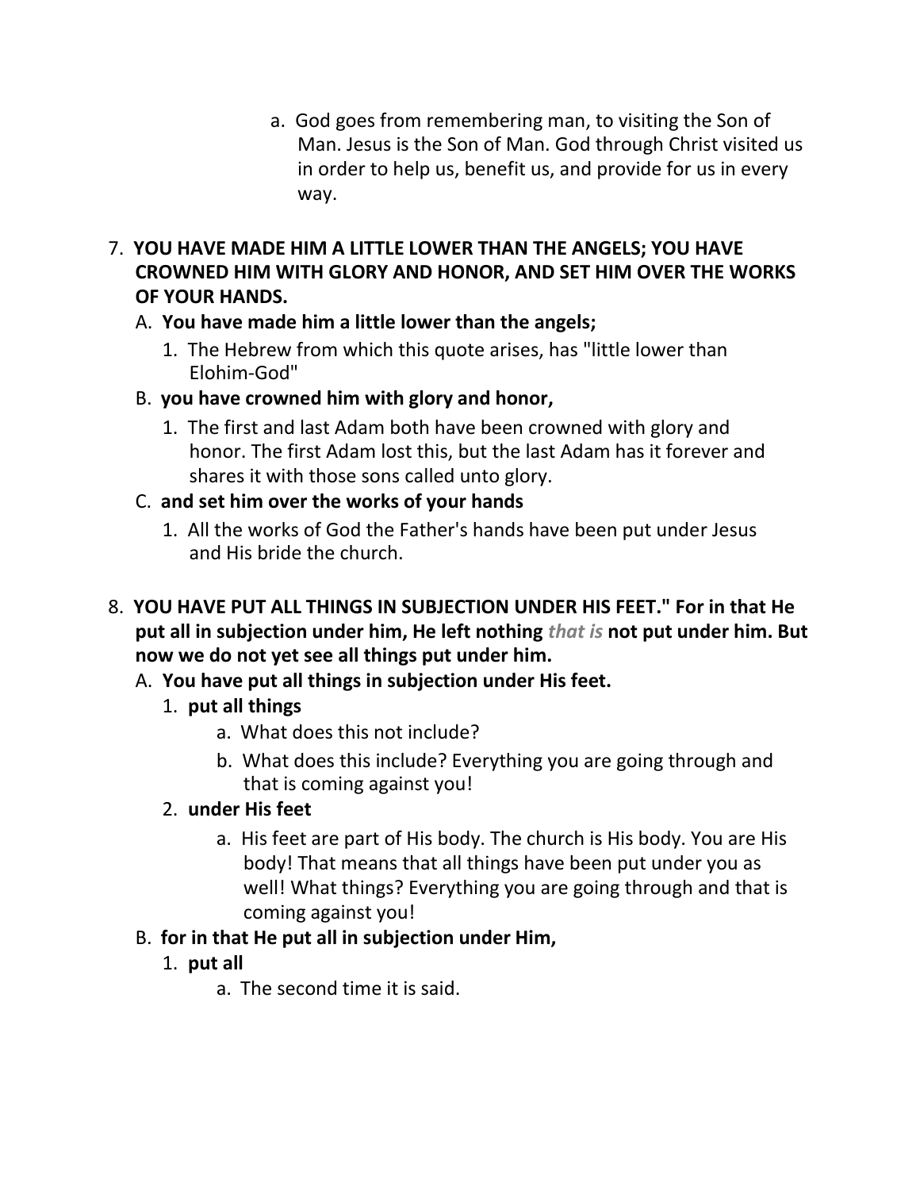a. God goes from remembering man, to visiting the Son of Man. Jesus is the Son of Man. God through Christ visited us in order to help us, benefit us, and provide for us in every way.

7. **YOU HAVE MADE HIM A LITTLE LOWER THAN THE ANGELS; YOU HAVE CROWNED HIM WITH GLORY AND HONOR, AND SET HIM OVER THE WORKS OF YOUR HANDS.**
   - A. **You have made him a little lower than the angels;**
     1. The Hebrew from which this quote arises, has "little lower than Elohim-God"
   - B. **you have crowned him with glory and honor,**
     1. The first and last Adam both have been crowned with glory and honor. The first Adam lost this, but the last Adam has it forever and shares it with those sons called unto glory.
   - C. **and set him over the works of your hands**
     1. All the works of God the Father's hands have been put under Jesus and His bride the church.

8. **YOU HAVE PUT ALL THINGS IN SUBJECTION UNDER HIS FEET." For in that He put all in subjection under him, He left nothing *that is* not put under him. But now we do not yet see all things put under him.**
   - A. **You have put all things in subjection under His feet.**
     1. **put all things**
        - a. What does this not include?
        - b. What does this include? Everything you are going through and that is coming against you!
     2. **under His feet**
        - a. His feet are part of His body. The church is His body. You are His body! That means that all things have been put under you as well! What things? Everything you are going through and that is coming against you!
   - B. **for in that He put all in subjection under Him,**
     1. **put all**
        - a. The second time it is said.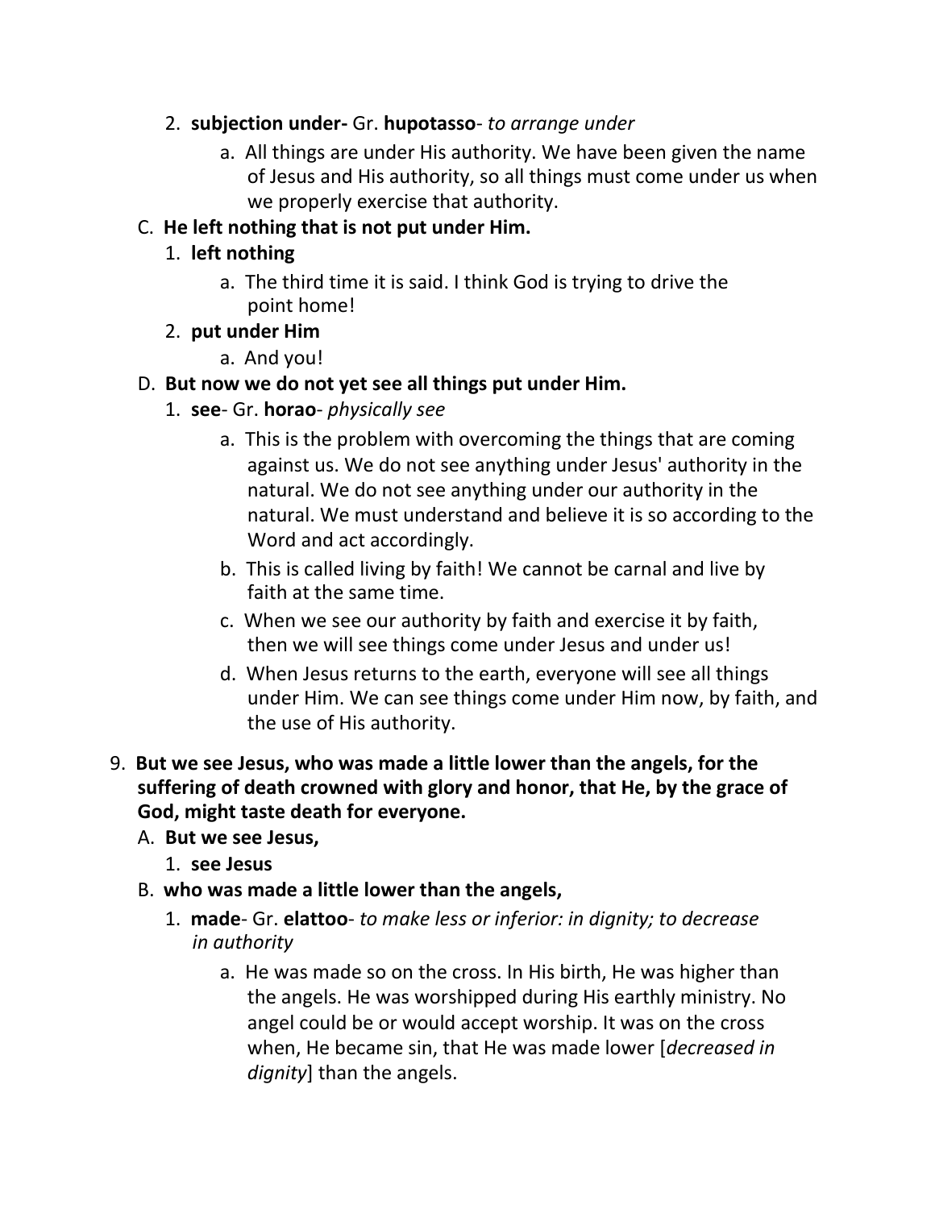2. **subjection under-** Gr. **hupotasso**- *to arrange under*
    a. All things are under His authority. We have been given the name of Jesus and His authority, so all things must come under us when we properly exercise that authority.

C. **He left nothing that is not put under Him.**
1. **left nothing**
    a. The third time it is said. I think God is trying to drive the point home!
2. **put under Him**
    a. And you!

D. **But now we do not yet see all things put under Him.**
1. **see**- Gr. **horao**- *physically see*
    a. This is the problem with overcoming the things that are coming against us. We do not see anything under Jesus' authority in the natural. We do not see anything under our authority in the natural. We must understand and believe it is so according to the Word and act accordingly.
    b. This is called living by faith! We cannot be carnal and live by faith at the same time.
    c. When we see our authority by faith and exercise it by faith, then we will see things come under Jesus and under us!
    d. When Jesus returns to the earth, everyone will see all things under Him. We can see things come under Him now, by faith, and the use of His authority.

9. **But we see Jesus, who was made a little lower than the angels, for the suffering of death crowned with glory and honor, that He, by the grace of God, might taste death for everyone.**

A. **But we see Jesus,**
1. **see Jesus**

B. **who was made a little lower than the angels,**
1. **made**- Gr. **elattoo**- *to make less or inferior: in dignity; to decrease in authority*
    a. He was made so on the cross. In His birth, He was higher than the angels. He was worshipped during His earthly ministry. No angel could be or would accept worship. It was on the cross when, He became sin, that He was made lower [*decreased in dignity*] than the angels.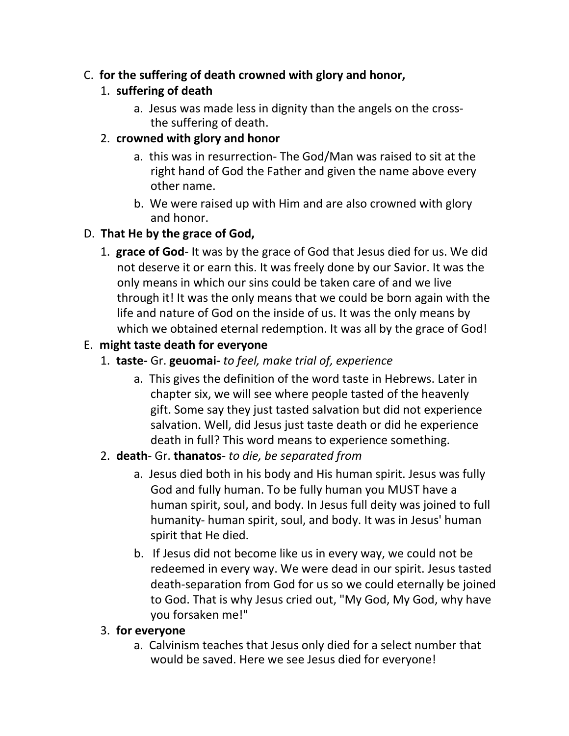C. **for the suffering of death crowned with glory and honor,**

1. **suffering of death**
    a. Jesus was made less in dignity than the angels on the cross- the suffering of death.
2. **crowned with glory and honor**
    a. this was in resurrection- The God/Man was raised to sit at the right hand of God the Father and given the name above every other name.
    b. We were raised up with Him and are also crowned with glory and honor.

D. **That He by the grace of God,**

1. **grace of God**- It was by the grace of God that Jesus died for us. We did not deserve it or earn this. It was freely done by our Savior. It was the only means in which our sins could be taken care of and we live through it! It was the only means that we could be born again with the life and nature of God on the inside of us. It was the only means by which we obtained eternal redemption. It was all by the grace of God!

E. **might taste death for everyone**

1. **taste-** Gr. **geuomai-** *to feel, make trial of, experience*
    a. This gives the definition of the word taste in Hebrews. Later in chapter six, we will see where people tasted of the heavenly gift. Some say they just tasted salvation but did not experience salvation. Well, did Jesus just taste death or did he experience death in full? This word means to experience something.
2. **death**- Gr. **thanatos**- *to die, be separated from*
    a. Jesus died both in his body and His human spirit. Jesus was fully God and fully human. To be fully human you MUST have a human spirit, soul, and body. In Jesus full deity was joined to full humanity- human spirit, soul, and body. It was in Jesus' human spirit that He died.
    b. If Jesus did not become like us in every way, we could not be redeemed in every way. We were dead in our spirit. Jesus tasted death-separation from God for us so we could eternally be joined to God. That is why Jesus cried out, "My God, My God, why have you forsaken me!"
3. **for everyone**
    a. Calvinism teaches that Jesus only died for a select number that would be saved. Here we see Jesus died for everyone!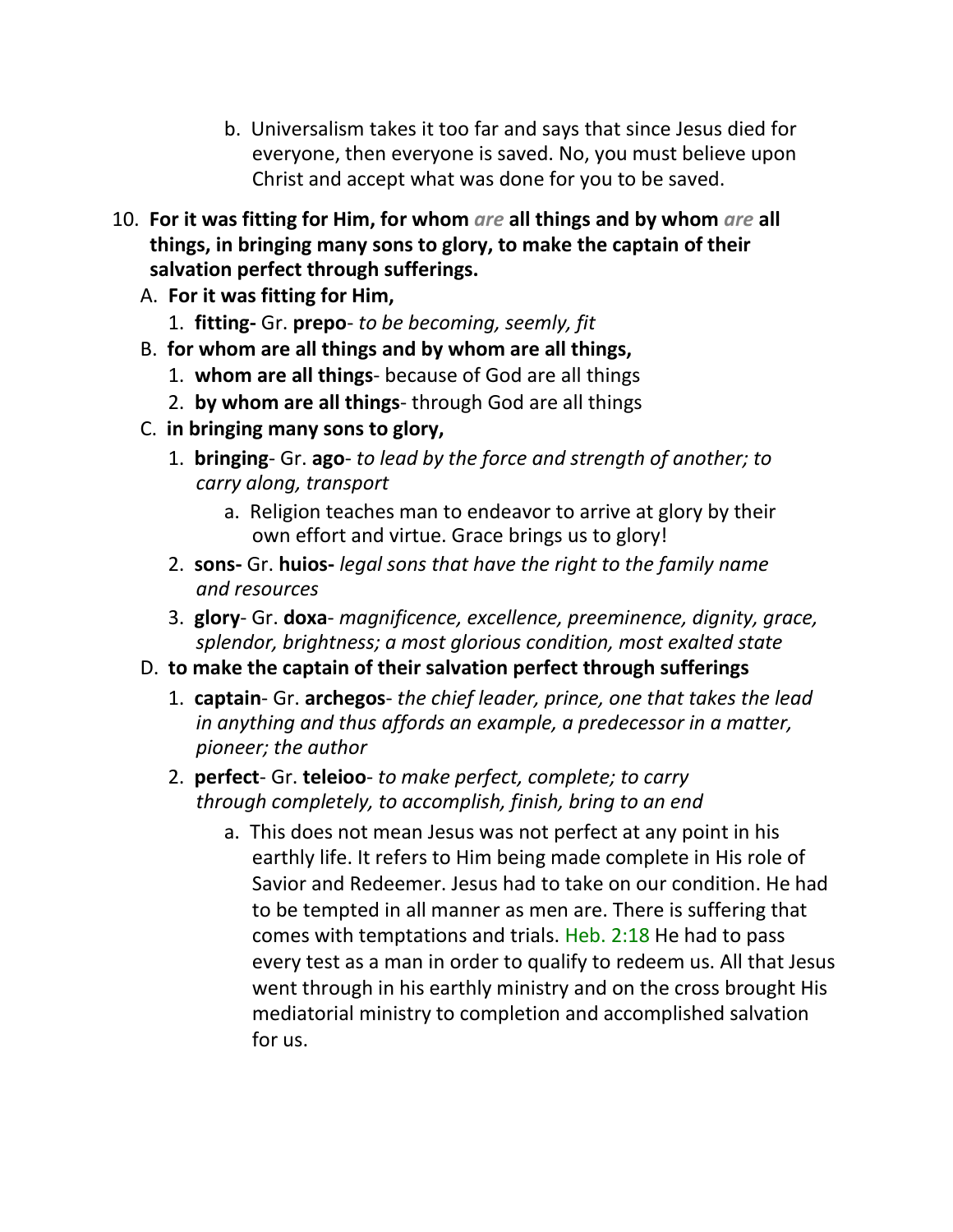b. Universalism takes it too far and says that since Jesus died for everyone, then everyone is saved. No, you must believe upon Christ and accept what was done for you to be saved.

10. **For it was fitting for Him, for whom *are* all things and by whom *are* all things, in bringing many sons to glory, to make the captain of their salvation perfect through sufferings.**
   A. **For it was fitting for Him,**
      1. **fitting-** Gr. **prepo**- *to be becoming, seemly, fit*
   B. **for whom are all things and by whom are all things,**
      1. **whom are all things**- because of God are all things
      2. **by whom are all things**- through God are all things
   C. **in bringing many sons to glory,**
      1. **bringing**- Gr. **ago**- *to lead by the force and strength of another; to carry along, transport*
         a. Religion teaches man to endeavor to arrive at glory by their own effort and virtue. Grace brings us to glory!
      2. **sons-** Gr. **huios-** *legal sons that have the right to the family name and resources*
      3. **glory**- Gr. **doxa**- *magnificence, excellence, preeminence, dignity, grace, splendor, brightness; a most glorious condition, most exalted state*
   D. **to make the captain of their salvation perfect through sufferings**
      1. **captain**- Gr. **archegos**- *the chief leader, prince, one that takes the lead in anything and thus affords an example, a predecessor in a matter, pioneer; the author*
      2. **perfect**- Gr. **teleioo**- *to make perfect, complete; to carry through completely, to accomplish, finish, bring to an end*
         a. This does not mean Jesus was not perfect at any point in his earthly life. It refers to Him being made complete in His role of Savior and Redeemer. Jesus had to take on our condition. He had to be tempted in all manner as men are. There is suffering that comes with temptations and trials. Heb. 2:18 He had to pass every test as a man in order to qualify to redeem us. All that Jesus went through in his earthly ministry and on the cross brought His mediatorial ministry to completion and accomplished salvation for us.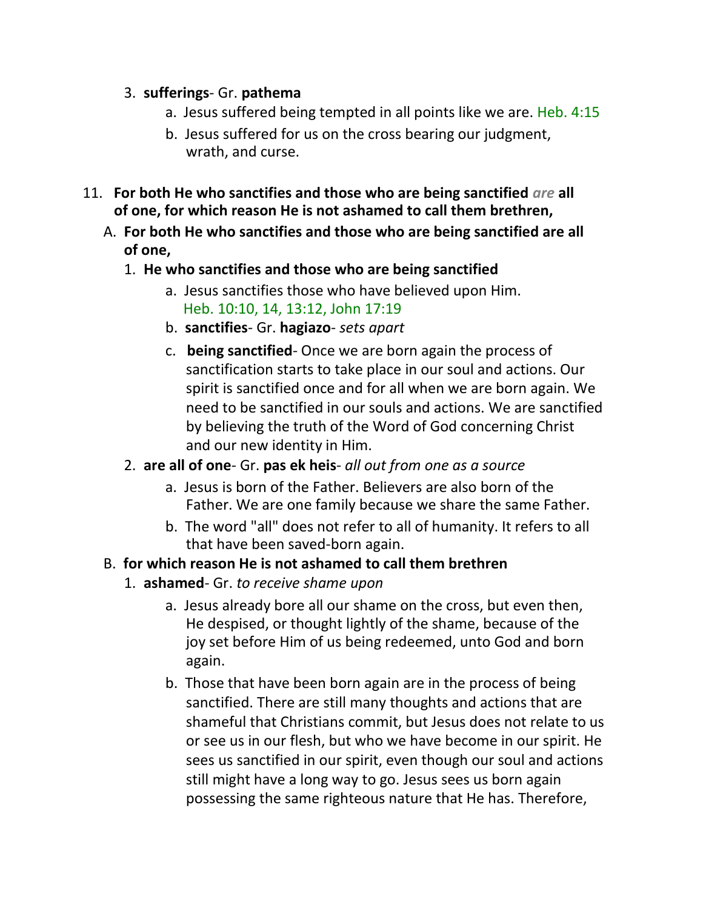3. **sufferings**- Gr. **pathema**
    a. Jesus suffered being tempted in all points like we are. Heb. 4:15
    b. Jesus suffered for us on the cross bearing our judgment, wrath, and curse.

11. **For both He who sanctifies and those who are being sanctified *are* all of one, for which reason He is not ashamed to call them brethren,**

A. **For both He who sanctifies and those who are being sanctified are all of one,**

1. **He who sanctifies and those who are being sanctified**
    a. Jesus sanctifies those who have believed upon Him. Heb. 10:10, 14, 13:12, John 17:19
    b. **sanctifies**- Gr. **hagiazo**- *sets apart*
    c. **being sanctified**- Once we are born again the process of sanctification starts to take place in our soul and actions. Our spirit is sanctified once and for all when we are born again. We need to be sanctified in our souls and actions. We are sanctified by believing the truth of the Word of God concerning Christ and our new identity in Him.

2. **are all of one**- Gr. **pas ek heis**- *all out from one as a source*
    a. Jesus is born of the Father. Believers are also born of the Father. We are one family because we share the same Father.
    b. The word "all" does not refer to all of humanity. It refers to all that have been saved-born again.

B. **for which reason He is not ashamed to call them brethren**

1. **ashamed**- Gr. *to receive shame upon*
    a. Jesus already bore all our shame on the cross, but even then, He despised, or thought lightly of the shame, because of the joy set before Him of us being redeemed, unto God and born again.
    b. Those that have been born again are in the process of being sanctified. There are still many thoughts and actions that are shameful that Christians commit, but Jesus does not relate to us or see us in our flesh, but who we have become in our spirit. He sees us sanctified in our spirit, even though our soul and actions still might have a long way to go. Jesus sees us born again possessing the same righteous nature that He has. Therefore,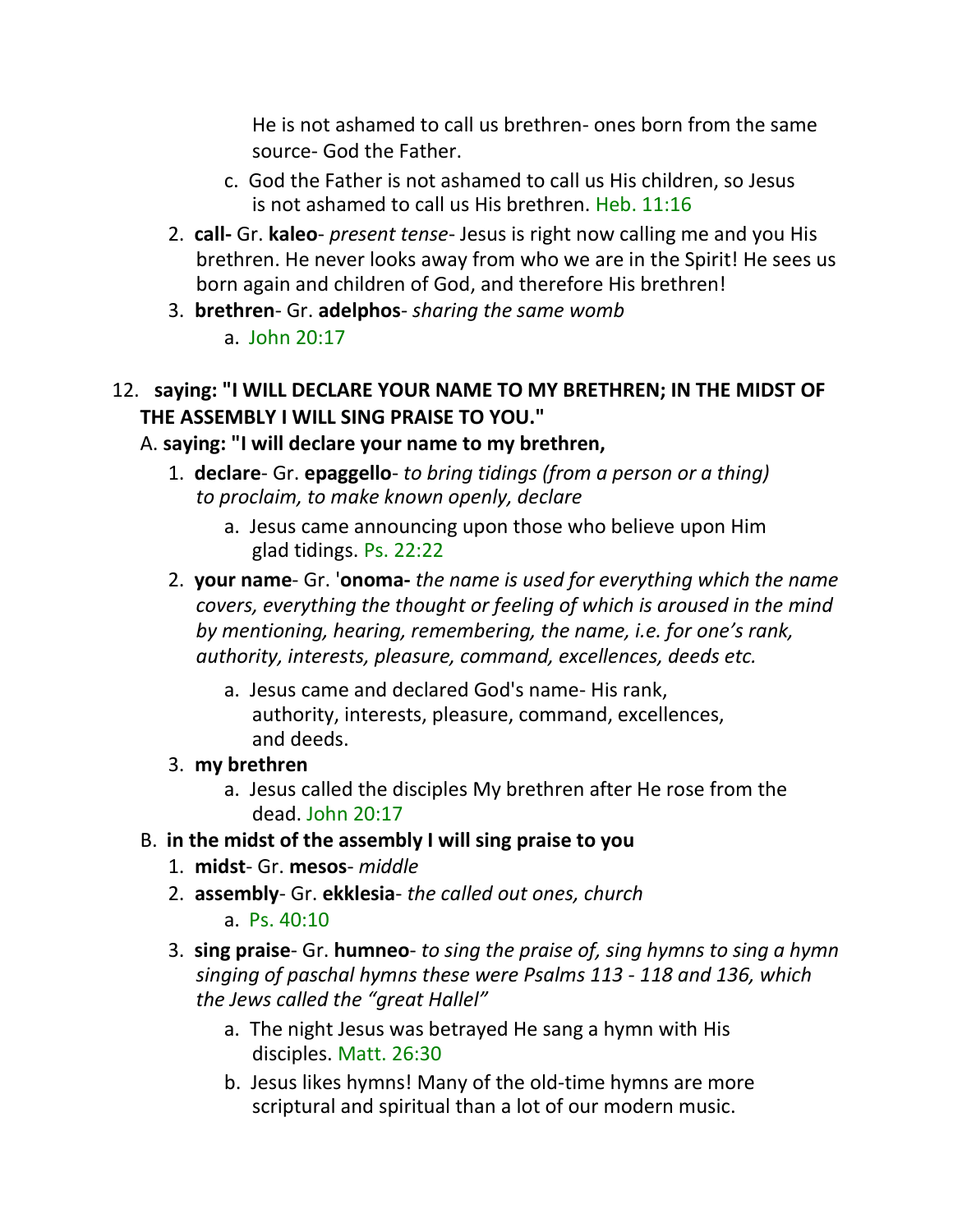He is not ashamed to call us brethren- ones born from the same source- God the Father.

   c. God the Father is not ashamed to call us His children, so Jesus is not ashamed to call us His brethren. Heb. 11:16

2. **call-** Gr. **kaleo**- *present tense*- Jesus is right now calling me and you His brethren. He never looks away from who we are in the Spirit! He sees us born again and children of God, and therefore His brethren!
3. **brethren**- Gr. **adelphos**- *sharing the same womb*
   a. John 20:17

12. **saying: "I WILL DECLARE YOUR NAME TO MY BRETHREN; IN THE MIDST OF THE ASSEMBLY I WILL SING PRAISE TO YOU."**

A. **saying: "I will declare your name to my brethren,**

1. **declare**- Gr. **epaggello**- *to bring tidings (from a person or a thing) to proclaim, to make known openly, declare*
   a. Jesus came announcing upon those who believe upon Him glad tidings. Ps. 22:22
2. **your name**- Gr. '**onoma-** *the name is used for everything which the name covers, everything the thought or feeling of which is aroused in the mind by mentioning, hearing, remembering, the name, i.e. for one's rank, authority, interests, pleasure, command, excellences, deeds etc.*
   a. Jesus came and declared God's name- His rank, authority, interests, pleasure, command, excellences, and deeds.
3. **my brethren**
   a. Jesus called the disciples My brethren after He rose from the dead. John 20:17

B. **in the midst of the assembly I will sing praise to you**

1. **midst**- Gr. **mesos**- *middle*
2. **assembly**- Gr. **ekklesia**- *the called out ones, church*
   a. Ps. 40:10
3. **sing praise**- Gr. **humneo**- *to sing the praise of, sing hymns to sing a hymn singing of paschal hymns these were Psalms 113 - 118 and 136, which the Jews called the "great Hallel"*
   a. The night Jesus was betrayed He sang a hymn with His disciples. Matt. 26:30
   b. Jesus likes hymns! Many of the old-time hymns are more scriptural and spiritual than a lot of our modern music.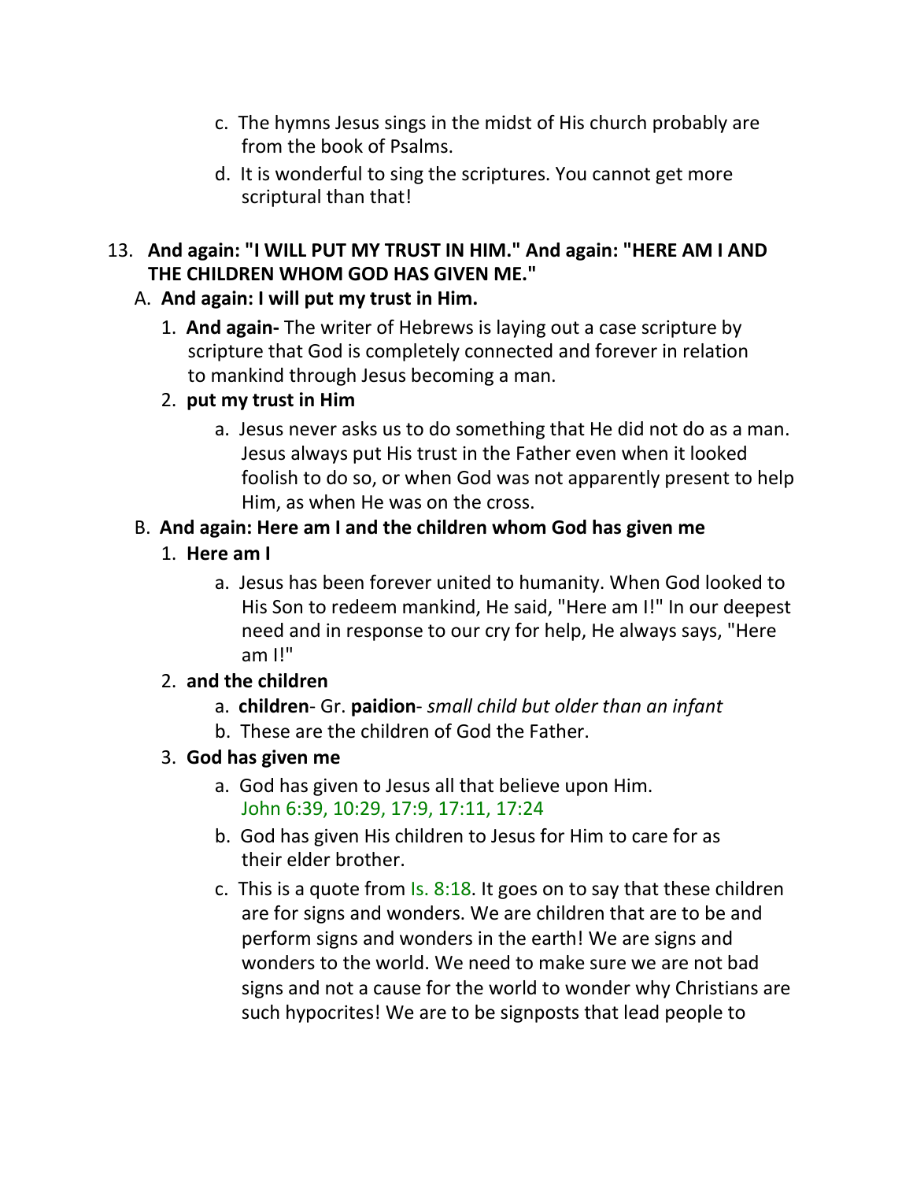c. The hymns Jesus sings in the midst of His church probably are from the book of Psalms.

d. It is wonderful to sing the scriptures. You cannot get more scriptural than that!

13. **And again: "I WILL PUT MY TRUST IN HIM." And again: "HERE AM I AND THE CHILDREN WHOM GOD HAS GIVEN ME."**

A. **And again: I will put my trust in Him.**

1. **And again-** The writer of Hebrews is laying out a case scripture by scripture that God is completely connected and forever in relation to mankind through Jesus becoming a man.

2. **put my trust in Him**

a. Jesus never asks us to do something that He did not do as a man. Jesus always put His trust in the Father even when it looked foolish to do so, or when God was not apparently present to help Him, as when He was on the cross.

B. **And again: Here am I and the children whom God has given me**

1. **Here am I**

a. Jesus has been forever united to humanity. When God looked to His Son to redeem mankind, He said, "Here am I!" In our deepest need and in response to our cry for help, He always says, "Here am I!"

2. **and the children**

a. **children**- Gr. **paidion**- *small child but older than an infant*

b. These are the children of God the Father.

3. **God has given me**

a. God has given to Jesus all that believe upon Him. John 6:39, 10:29, 17:9, 17:11, 17:24

b. God has given His children to Jesus for Him to care for as their elder brother.

c. This is a quote from Is. 8:18. It goes on to say that these children are for signs and wonders. We are children that are to be and perform signs and wonders in the earth! We are signs and wonders to the world. We need to make sure we are not bad signs and not a cause for the world to wonder why Christians are such hypocrites! We are to be signposts that lead people to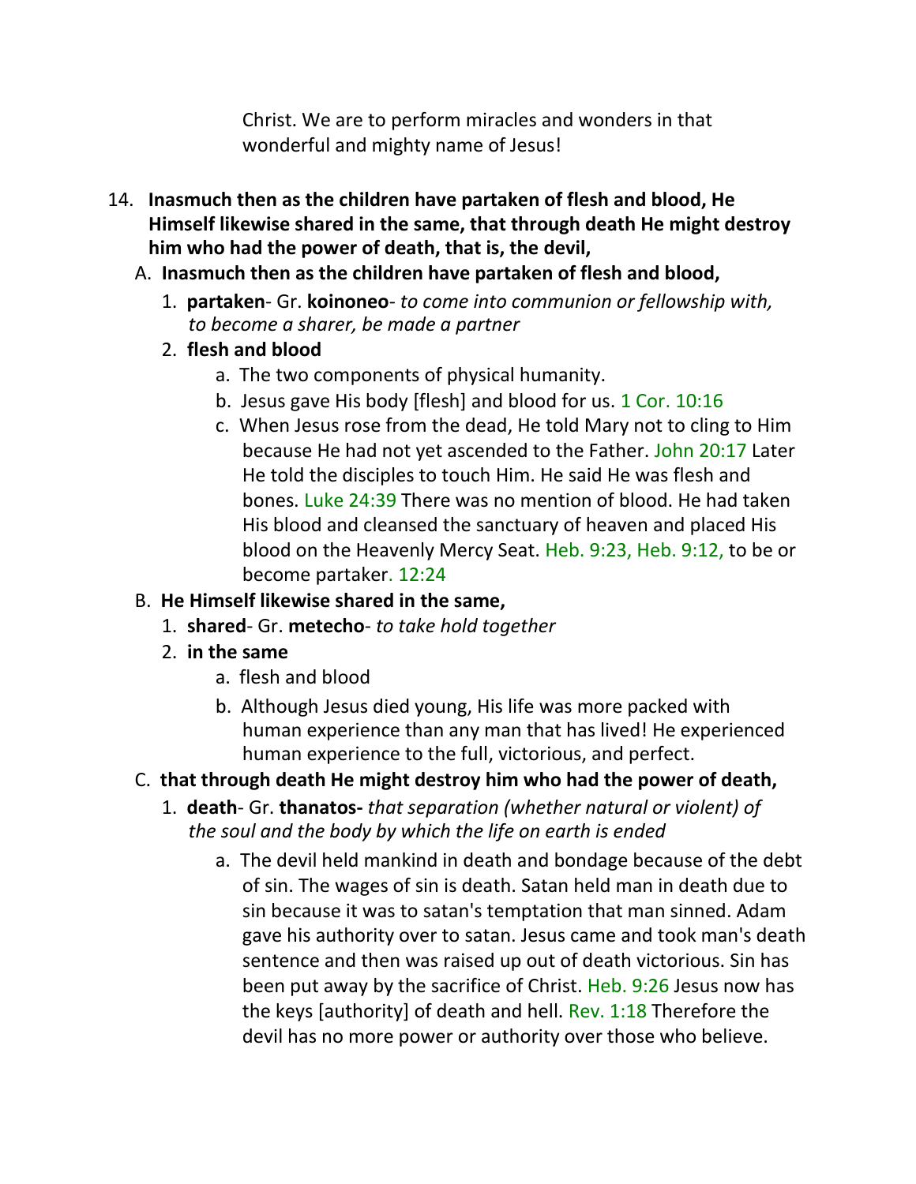Christ. We are to perform miracles and wonders in that wonderful and mighty name of Jesus!

14. **Inasmuch then as the children have partaken of flesh and blood, He Himself likewise shared in the same, that through death He might destroy him who had the power of death, that is, the devil,**

   A. **Inasmuch then as the children have partaken of flesh and blood,**

      1. **partaken**- Gr. **koinoneo**- *to come into communion or fellowship with, to become a sharer, be made a partner*

      2. **flesh and blood**

         a. The two components of physical humanity.

         b. Jesus gave His body [flesh] and blood for us. 1 Cor. 10:16

         c. When Jesus rose from the dead, He told Mary not to cling to Him because He had not yet ascended to the Father. John 20:17 Later He told the disciples to touch Him. He said He was flesh and bones. Luke 24:39 There was no mention of blood. He had taken His blood and cleansed the sanctuary of heaven and placed His blood on the Heavenly Mercy Seat. Heb. 9:23, Heb. 9:12, to be or become partaker. 12:24

   B. **He Himself likewise shared in the same,**

      1. **shared**- Gr. **metecho**- *to take hold together*

      2. **in the same**

         a. flesh and blood

         b. Although Jesus died young, His life was more packed with human experience than any man that has lived! He experienced human experience to the full, victorious, and perfect.

   C. **that through death He might destroy him who had the power of death,**

      1. **death**- Gr. **thanatos-** *that separation (whether natural or violent) of the soul and the body by which the life on earth is ended*

         a. The devil held mankind in death and bondage because of the debt of sin. The wages of sin is death. Satan held man in death due to sin because it was to satan's temptation that man sinned. Adam gave his authority over to satan. Jesus came and took man's death sentence and then was raised up out of death victorious. Sin has been put away by the sacrifice of Christ. Heb. 9:26 Jesus now has the keys [authority] of death and hell. Rev. 1:18 Therefore the devil has no more power or authority over those who believe.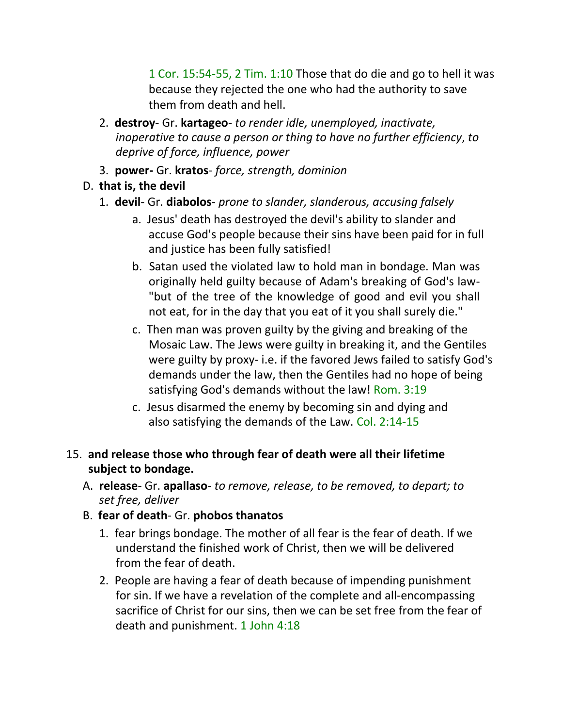1 Cor. 15:54-55, 2 Tim. 1:10 Those that do die and go to hell it was because they rejected the one who had the authority to save them from death and hell.

2. **destroy**- Gr. **kartageo**- *to render idle, unemployed, inactivate, inoperative to cause a person or thing to have no further efficiency*, *to deprive of force, influence, power*
3. **power-** Gr. **kratos**- *force, strength, dominion*

D. **that is, the devil**

1. **devil**- Gr. **diabolos**- *prone to slander, slanderous, accusing falsely*
   a. Jesus' death has destroyed the devil's ability to slander and accuse God's people because their sins have been paid for in full and justice has been fully satisfied!
   b. Satan used the violated law to hold man in bondage. Man was originally held guilty because of Adam's breaking of God's law- "but of the tree of the knowledge of good and evil you shall not eat, for in the day that you eat of it you shall surely die."
   c. Then man was proven guilty by the giving and breaking of the Mosaic Law. The Jews were guilty in breaking it, and the Gentiles were guilty by proxy- i.e. if the favored Jews failed to satisfy God's demands under the law, then the Gentiles had no hope of being satisfying God's demands without the law! Rom. 3:19
   c. Jesus disarmed the enemy by becoming sin and dying and also satisfying the demands of the Law. Col. 2:14-15

15. **and release those who through fear of death were all their lifetime subject to bondage.**

A. **release**- Gr. **apallaso**- *to remove, release, to be removed, to depart; to set free, deliver*

B. **fear of death**- Gr. **phobos thanatos**

1. fear brings bondage. The mother of all fear is the fear of death. If we understand the finished work of Christ, then we will be delivered from the fear of death.
2. People are having a fear of death because of impending punishment for sin. If we have a revelation of the complete and all-encompassing sacrifice of Christ for our sins, then we can be set free from the fear of death and punishment. 1 John 4:18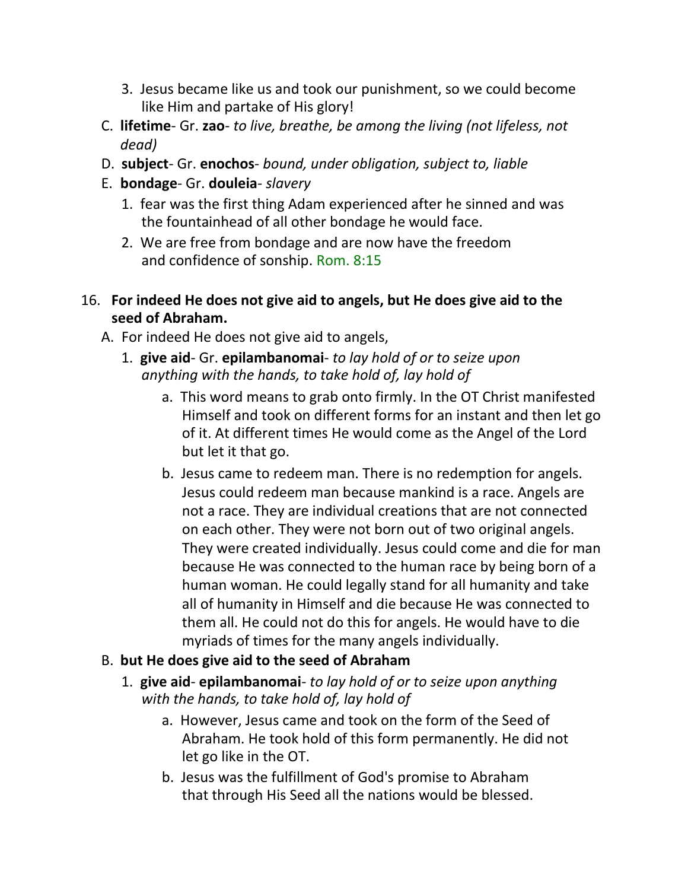3. Jesus became like us and took our punishment, so we could become like Him and partake of His glory!

C. **lifetime**- Gr. **zao**- *to live, breathe, be among the living (not lifeless, not dead)*

D. **subject**- Gr. **enochos**- *bound, under obligation, subject to, liable*

E. **bondage**- Gr. **douleia**- *slavery*

1. fear was the first thing Adam experienced after he sinned and was the fountainhead of all other bondage he would face.
2. We are free from bondage and are now have the freedom and confidence of sonship. Rom. 8:15

16. **For indeed He does not give aid to angels, but He does give aid to the seed of Abraham.**

A. For indeed He does not give aid to angels,

1. **give aid**- Gr. **epilambanomai**- *to lay hold of or to seize upon anything with the hands, to take hold of, lay hold of*

   a. This word means to grab onto firmly. In the OT Christ manifested Himself and took on different forms for an instant and then let go of it. At different times He would come as the Angel of the Lord but let it that go.

   b. Jesus came to redeem man. There is no redemption for angels. Jesus could redeem man because mankind is a race. Angels are not a race. They are individual creations that are not connected on each other. They were not born out of two original angels. They were created individually. Jesus could come and die for man because He was connected to the human race by being born of a human woman. He could legally stand for all humanity and take all of humanity in Himself and die because He was connected to them all. He could not do this for angels. He would have to die myriads of times for the many angels individually.

B. **but He does give aid to the seed of Abraham**

1. **give aid**- **epilambanomai**- *to lay hold of or to seize upon anything with the hands, to take hold of, lay hold of*

   a. However, Jesus came and took on the form of the Seed of Abraham. He took hold of this form permanently. He did not let go like in the OT.

   b. Jesus was the fulfillment of God's promise to Abraham that through His Seed all the nations would be blessed.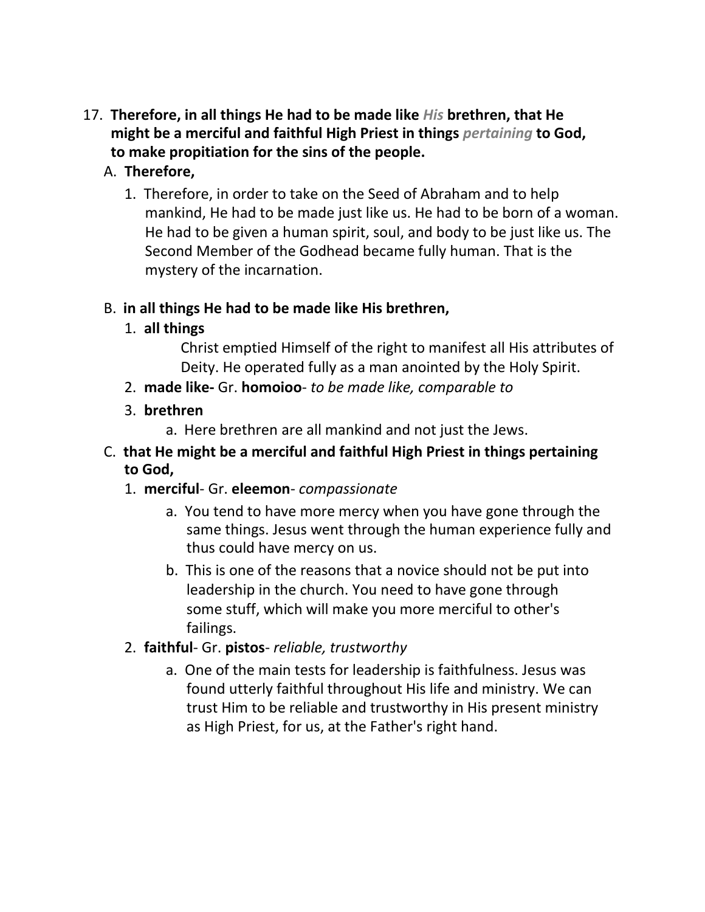17. **Therefore, in all things He had to be made like *His* brethren, that He might be a merciful and faithful High Priest in things *pertaining* to God, to make propitiation for the sins of the people.**

   A. **Therefore,**

      1. Therefore, in order to take on the Seed of Abraham and to help mankind, He had to be made just like us. He had to be born of a woman. He had to be given a human spirit, soul, and body to be just like us. The Second Member of the Godhead became fully human. That is the mystery of the incarnation.

   B. **in all things He had to be made like His brethren,**

      1. **all things**

         Christ emptied Himself of the right to manifest all His attributes of Deity. He operated fully as a man anointed by the Holy Spirit.

      2. **made like-** Gr. **homoioo**- *to be made like, comparable to*

      3. **brethren**

         a. Here brethren are all mankind and not just the Jews.

   C. **that He might be a merciful and faithful High Priest in things pertaining to God,**

      1. **merciful**- Gr. **eleemon**- *compassionate*

         a. You tend to have more mercy when you have gone through the same things. Jesus went through the human experience fully and thus could have mercy on us.

         b. This is one of the reasons that a novice should not be put into leadership in the church. You need to have gone through some stuff, which will make you more merciful to other's failings.

      2. **faithful**- Gr. **pistos**- *reliable, trustworthy*

         a. One of the main tests for leadership is faithfulness. Jesus was found utterly faithful throughout His life and ministry. We can trust Him to be reliable and trustworthy in His present ministry as High Priest, for us, at the Father's right hand.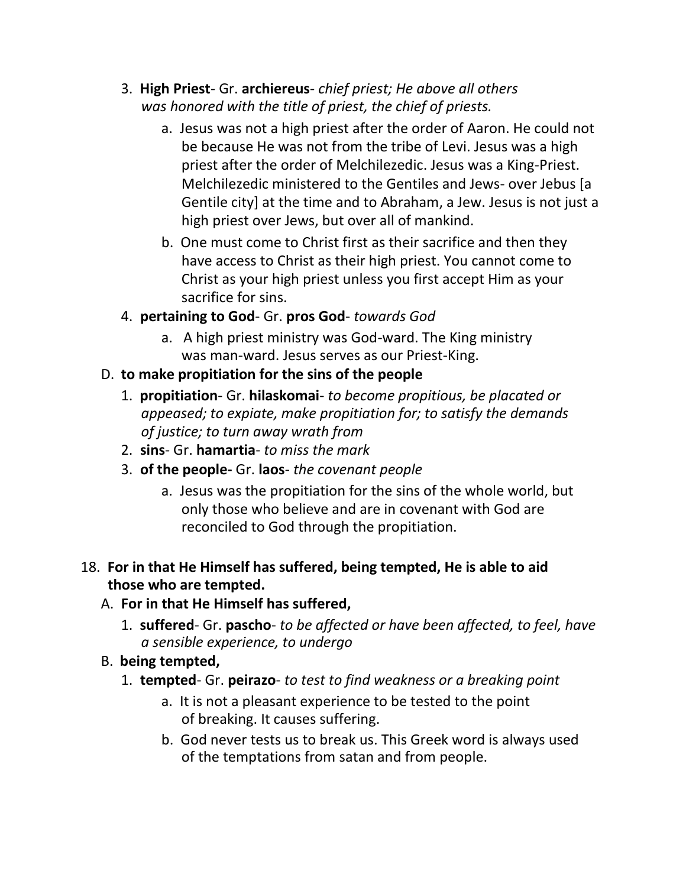3. **High Priest**- Gr. **archiereus**- *chief priest; He above all others was honored with the title of priest, the chief of priests.*
    a. Jesus was not a high priest after the order of Aaron. He could not be because He was not from the tribe of Levi. Jesus was a high priest after the order of Melchilezedic. Jesus was a King-Priest. Melchilezedic ministered to the Gentiles and Jews- over Jebus [a Gentile city] at the time and to Abraham, a Jew. Jesus is not just a high priest over Jews, but over all of mankind.
    b. One must come to Christ first as their sacrifice and then they have access to Christ as their high priest. You cannot come to Christ as your high priest unless you first accept Him as your sacrifice for sins.
4. **pertaining to God**- Gr. **pros God**- *towards God*
    a. A high priest ministry was God-ward. The King ministry was man-ward. Jesus serves as our Priest-King.

D. **to make propitiation for the sins of the people**
1. **propitiation**- Gr. **hilaskomai**- *to become propitious, be placated or appeased; to expiate, make propitiation for; to satisfy the demands of justice; to turn away wrath from*
2. **sins**- Gr. **hamartia**- *to miss the mark*
3. **of the people-** Gr. **laos**- *the covenant people*
    a. Jesus was the propitiation for the sins of the whole world, but only those who believe and are in covenant with God are reconciled to God through the propitiation.

18. **For in that He Himself has suffered, being tempted, He is able to aid those who are tempted.**

A. **For in that He Himself has suffered,**
1. **suffered**- Gr. **pascho**- *to be affected or have been affected, to feel, have a sensible experience, to undergo*

B. **being tempted,**
1. **tempted**- Gr. **peirazo**- *to test to find weakness or a breaking point*
    a. It is not a pleasant experience to be tested to the point of breaking. It causes suffering.
    b. God never tests us to break us. This Greek word is always used of the temptations from satan and from people.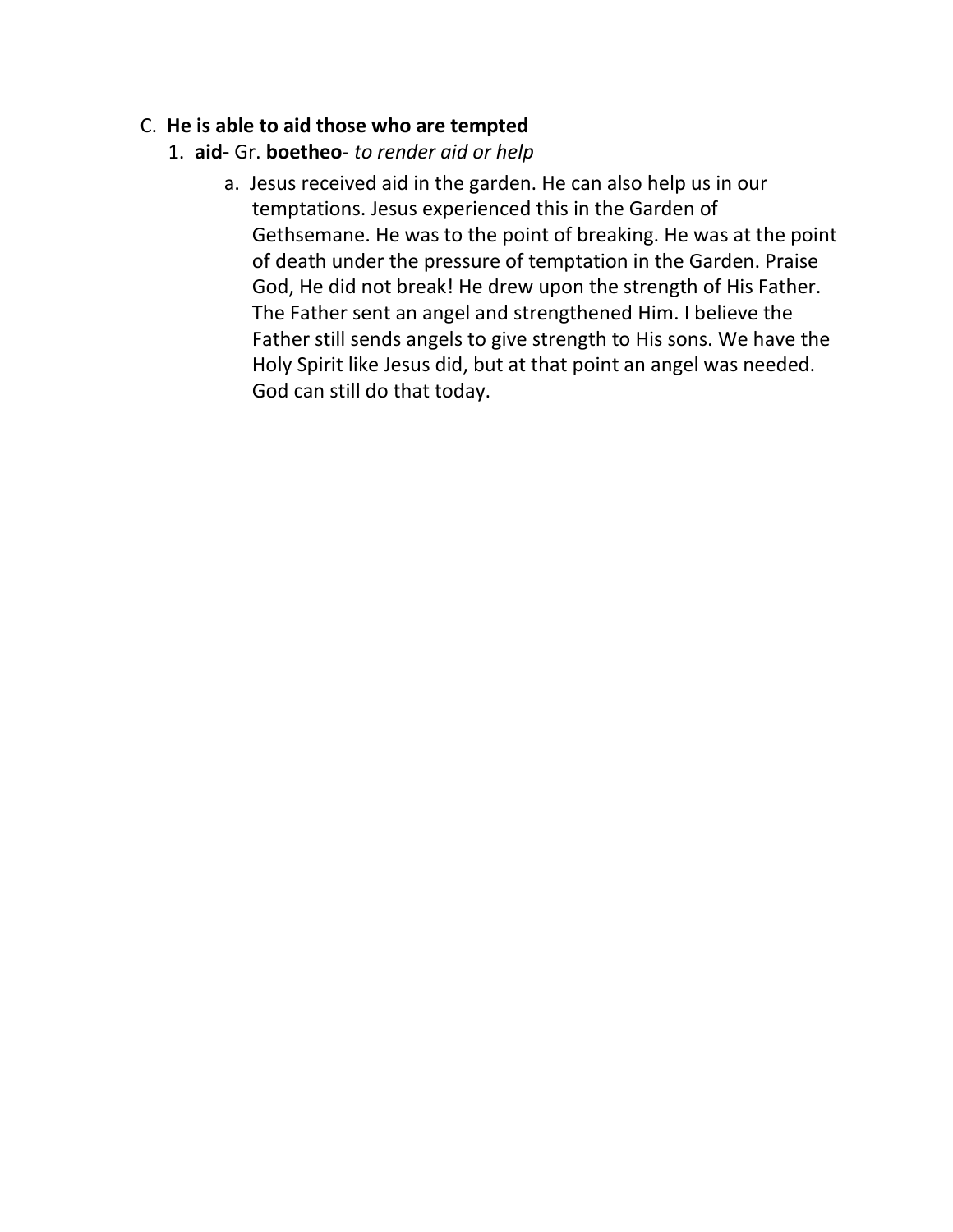C. **He is able to aid those who are tempted**

1. **aid-** Gr. **boetheo**- *to render aid or help*

    a. Jesus received aid in the garden. He can also help us in our temptations. Jesus experienced this in the Garden of Gethsemane. He was to the point of breaking. He was at the point of death under the pressure of temptation in the Garden. Praise God, He did not break! He drew upon the strength of His Father. The Father sent an angel and strengthened Him. I believe the Father still sends angels to give strength to His sons. We have the Holy Spirit like Jesus did, but at that point an angel was needed. God can still do that today.